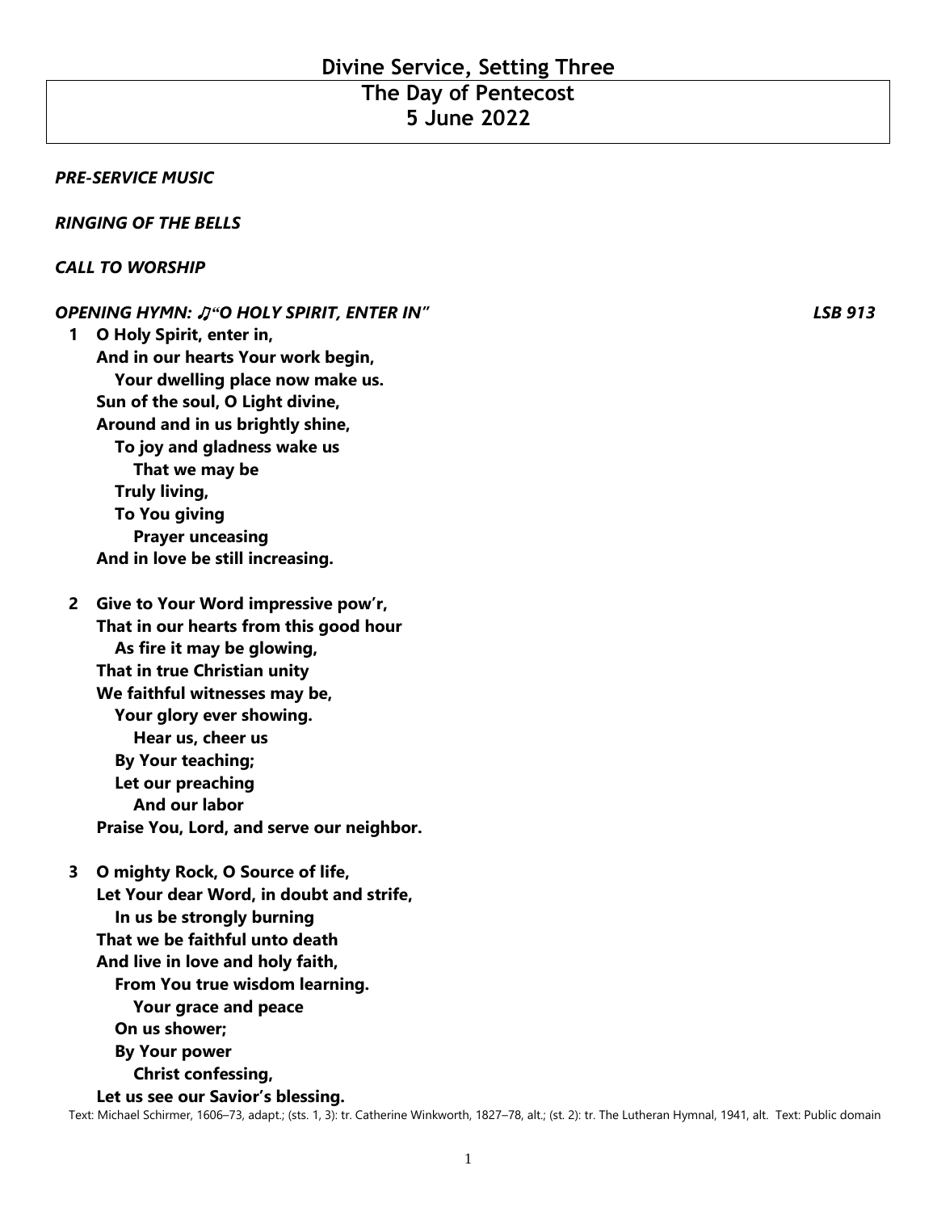# Divine Service, Setting Three
## The Day of Pentecost
## 5 June 2022

***PRE-SERVICE MUSIC***

***RINGING OF THE BELLS***

***CALL TO WORSHIP***

***OPENING HYMN: ♫"O HOLY SPIRIT, ENTER IN"*** ***LSB 913***

**1 O Holy Spirit, enter in,**
**And in our hearts Your work begin,**
**Your dwelling place now make us.**
**Sun of the soul, O Light divine,**
**Around and in us brightly shine,**
**To joy and gladness wake us**
**That we may be**
**Truly living,**
**To You giving**
**Prayer unceasing**
**And in love be still increasing.**

**2 Give to Your Word impressive pow'r,**
**That in our hearts from this good hour**
**As fire it may be glowing,**
**That in true Christian unity**
**We faithful witnesses may be,**
**Your glory ever showing.**
**Hear us, cheer us**
**By Your teaching;**
**Let our preaching**
**And our labor**
**Praise You, Lord, and serve our neighbor.**

**3 O mighty Rock, O Source of life,**
**Let Your dear Word, in doubt and strife,**
**In us be strongly burning**
**That we be faithful unto death**
**And live in love and holy faith,**
**From You true wisdom learning.**
**Your grace and peace**
**On us shower;**
**By Your power**
**Christ confessing,**
**Let us see our Savior's blessing.**

Text: Michael Schirmer, 1606–73, adapt.; (sts. 1, 3): tr. Catherine Winkworth, 1827–78, alt.; (st. 2): tr. The Lutheran Hymnal, 1941, alt. Text: Public domain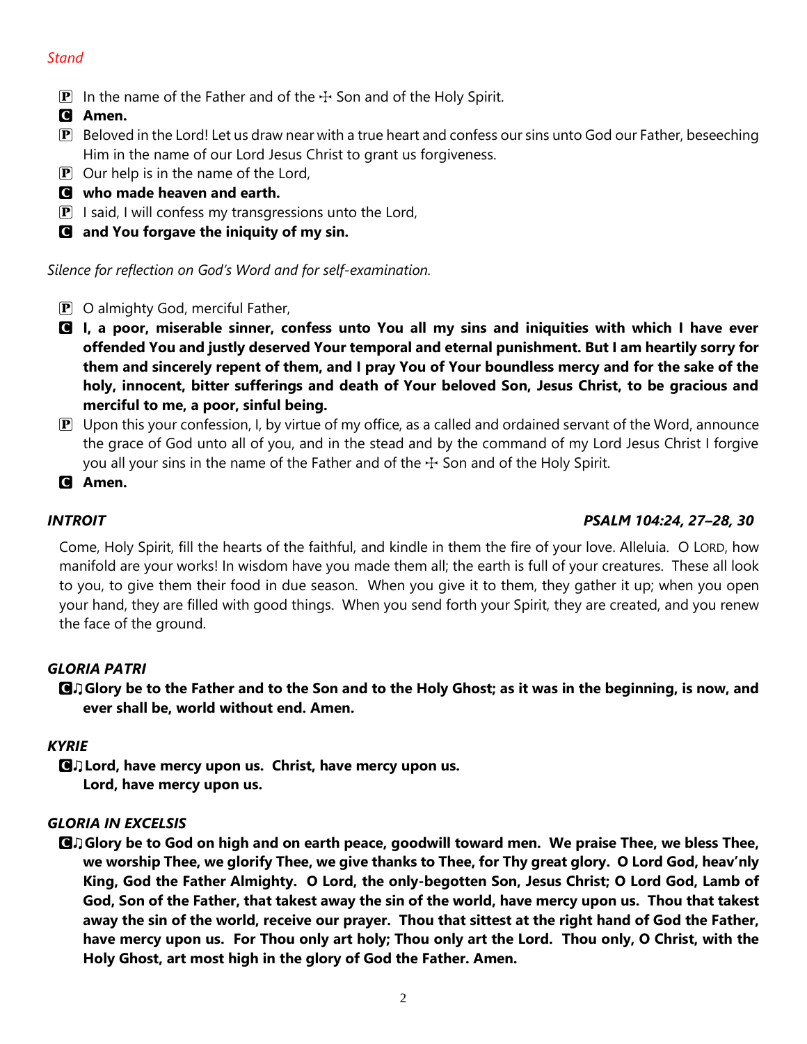*Stand*

P In the name of the Father and of the ☩ Son and of the Holy Spirit.

C **Amen.**

P Beloved in the Lord! Let us draw near with a true heart and confess our sins unto God our Father, beseeching Him in the name of our Lord Jesus Christ to grant us forgiveness.

P Our help is in the name of the Lord,

C **who made heaven and earth.**

P I said, I will confess my transgressions unto the Lord,

C **and You forgave the iniquity of my sin.**

*Silence for reflection on God's Word and for self-examination.*

P O almighty God, merciful Father,

C **I, a poor, miserable sinner, confess unto You all my sins and iniquities with which I have ever offended You and justly deserved Your temporal and eternal punishment. But I am heartily sorry for them and sincerely repent of them, and I pray You of Your boundless mercy and for the sake of the holy, innocent, bitter sufferings and death of Your beloved Son, Jesus Christ, to be gracious and merciful to me, a poor, sinful being.**

P Upon this your confession, I, by virtue of my office, as a called and ordained servant of the Word, announce the grace of God unto all of you, and in the stead and by the command of my Lord Jesus Christ I forgive you all your sins in the name of the Father and of the ☩ Son and of the Holy Spirit.

C **Amen.**

### *INTROIT* — *PSALM 104:24, 27–28, 30*

Come, Holy Spirit, fill the hearts of the faithful, and kindle in them the fire of your love. Alleluia. O LORD, how manifold are your works! In wisdom have you made them all; the earth is full of your creatures. These all look to you, to give them their food in due season. When you give it to them, they gather it up; when you open your hand, they are filled with good things. When you send forth your Spirit, they are created, and you renew the face of the ground.

### *GLORIA PATRI*

C♫ **Glory be to the Father and to the Son and to the Holy Ghost; as it was in the beginning, is now, and ever shall be, world without end. Amen.**

### *KYRIE*

C♫ **Lord, have mercy upon us. Christ, have mercy upon us.
Lord, have mercy upon us.**

### *GLORIA IN EXCELSIS*

C♫ **Glory be to God on high and on earth peace, goodwill toward men. We praise Thee, we bless Thee, we worship Thee, we glorify Thee, we give thanks to Thee, for Thy great glory. O Lord God, heav'nly King, God the Father Almighty. O Lord, the only-begotten Son, Jesus Christ; O Lord God, Lamb of God, Son of the Father, that takest away the sin of the world, have mercy upon us. Thou that takest away the sin of the world, receive our prayer. Thou that sittest at the right hand of God the Father, have mercy upon us. For Thou only art holy; Thou only art the Lord. Thou only, O Christ, with the Holy Ghost, art most high in the glory of God the Father. Amen.**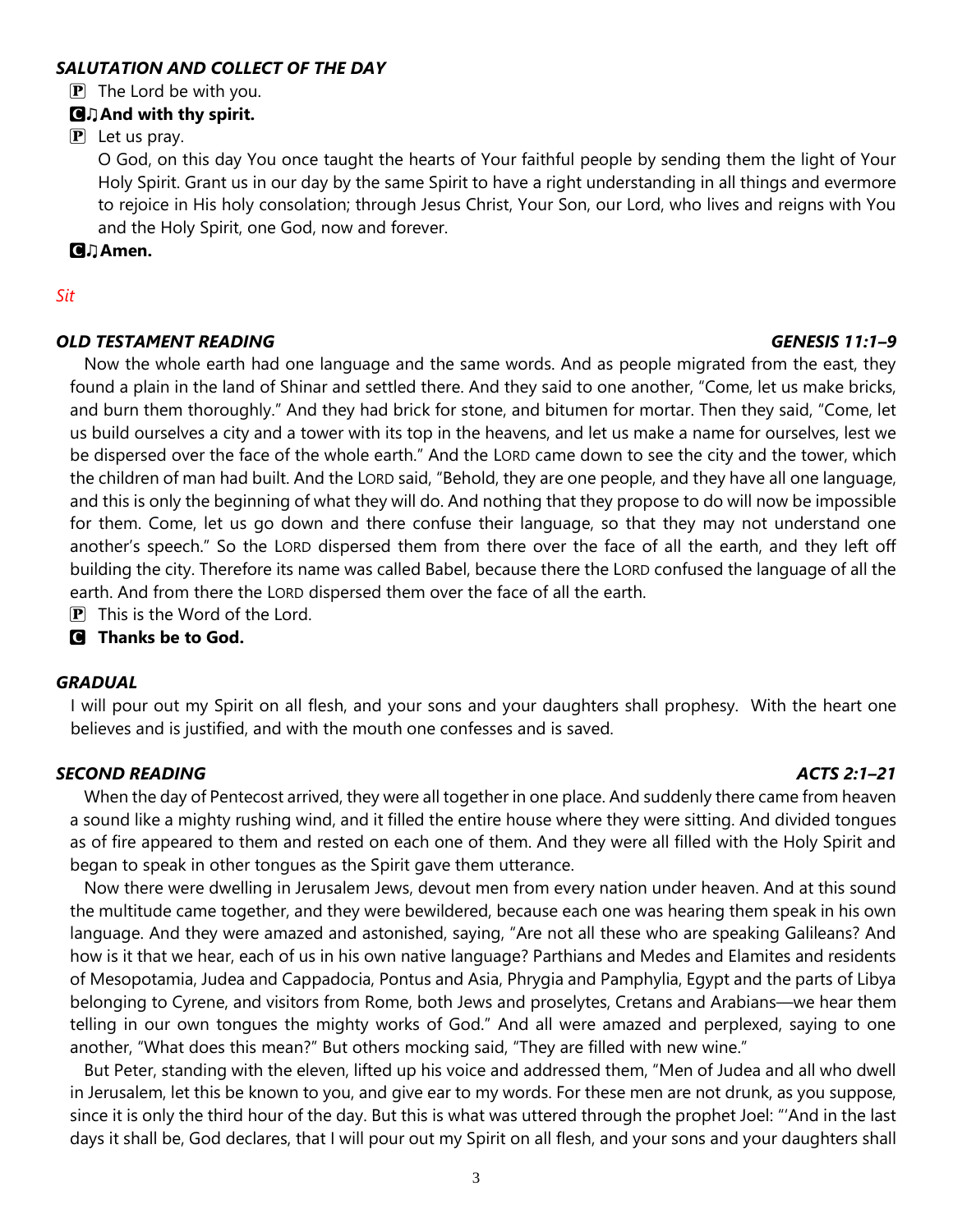### *SALUTATION AND COLLECT OF THE DAY*

P The Lord be with you.

**C♫ And with thy spirit.**

P Let us pray.

O God, on this day You once taught the hearts of Your faithful people by sending them the light of Your Holy Spirit. Grant us in our day by the same Spirit to have a right understanding in all things and evermore to rejoice in His holy consolation; through Jesus Christ, Your Son, our Lord, who lives and reigns with You and the Holy Spirit, one God, now and forever.

**C♫ Amen.**

*Sit*

### *OLD TESTAMENT READING* — *GENESIS 11:1–9*

Now the whole earth had one language and the same words. And as people migrated from the east, they found a plain in the land of Shinar and settled there. And they said to one another, "Come, let us make bricks, and burn them thoroughly." And they had brick for stone, and bitumen for mortar. Then they said, "Come, let us build ourselves a city and a tower with its top in the heavens, and let us make a name for ourselves, lest we be dispersed over the face of the whole earth." And the LORD came down to see the city and the tower, which the children of man had built. And the LORD said, "Behold, they are one people, and they have all one language, and this is only the beginning of what they will do. And nothing that they propose to do will now be impossible for them. Come, let us go down and there confuse their language, so that they may not understand one another's speech." So the LORD dispersed them from there over the face of all the earth, and they left off building the city. Therefore its name was called Babel, because there the LORD confused the language of all the earth. And from there the LORD dispersed them over the face of all the earth.

P This is the Word of the Lord.

**C Thanks be to God.**

### *GRADUAL*

I will pour out my Spirit on all flesh, and your sons and your daughters shall prophesy. With the heart one believes and is justified, and with the mouth one confesses and is saved.

### *SECOND READING* — *ACTS 2:1–21*

When the day of Pentecost arrived, they were all together in one place. And suddenly there came from heaven a sound like a mighty rushing wind, and it filled the entire house where they were sitting. And divided tongues as of fire appeared to them and rested on each one of them. And they were all filled with the Holy Spirit and began to speak in other tongues as the Spirit gave them utterance.

Now there were dwelling in Jerusalem Jews, devout men from every nation under heaven. And at this sound the multitude came together, and they were bewildered, because each one was hearing them speak in his own language. And they were amazed and astonished, saying, "Are not all these who are speaking Galileans? And how is it that we hear, each of us in his own native language? Parthians and Medes and Elamites and residents of Mesopotamia, Judea and Cappadocia, Pontus and Asia, Phrygia and Pamphylia, Egypt and the parts of Libya belonging to Cyrene, and visitors from Rome, both Jews and proselytes, Cretans and Arabians—we hear them telling in our own tongues the mighty works of God." And all were amazed and perplexed, saying to one another, "What does this mean?" But others mocking said, "They are filled with new wine."

But Peter, standing with the eleven, lifted up his voice and addressed them, "Men of Judea and all who dwell in Jerusalem, let this be known to you, and give ear to my words. For these men are not drunk, as you suppose, since it is only the third hour of the day. But this is what was uttered through the prophet Joel: "'And in the last days it shall be, God declares, that I will pour out my Spirit on all flesh, and your sons and your daughters shall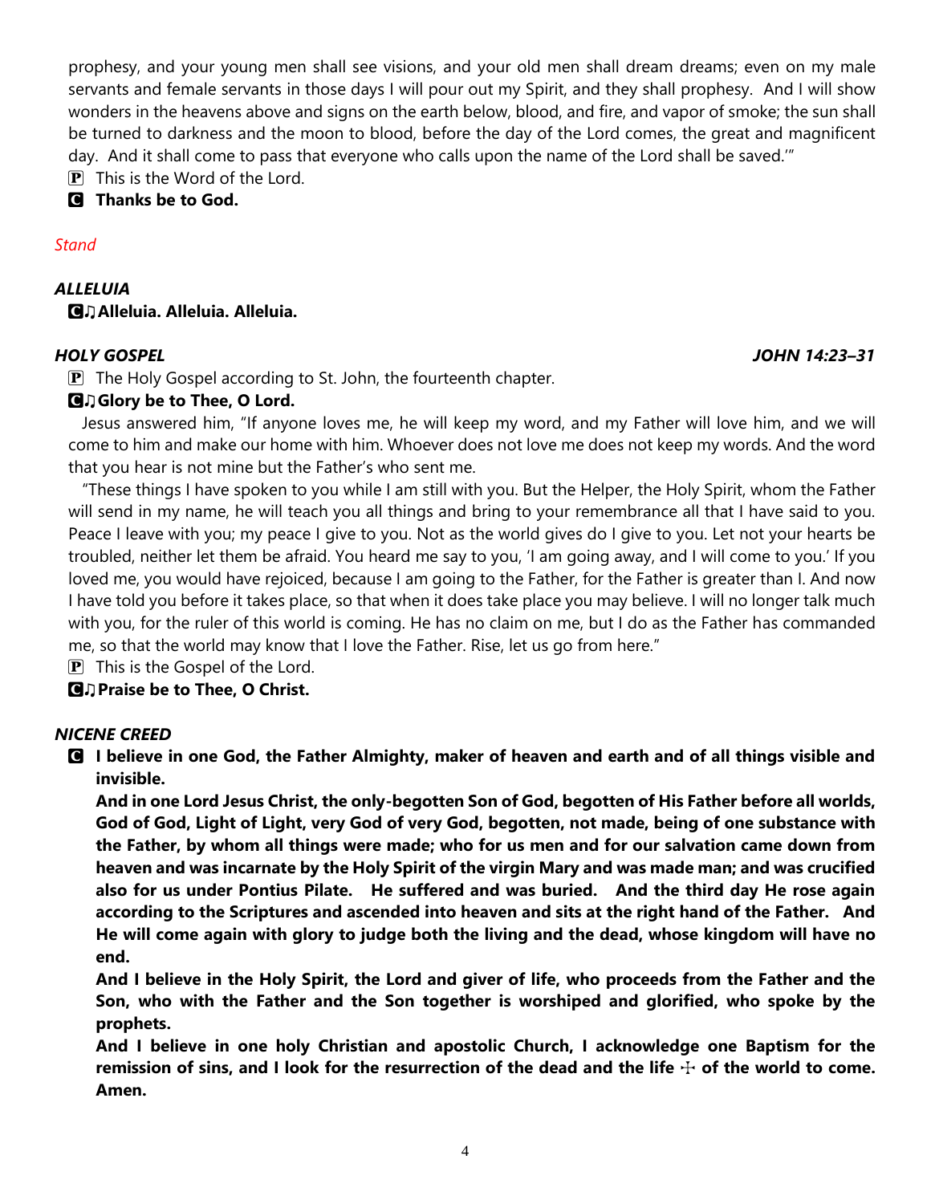prophesy, and your young men shall see visions, and your old men shall dream dreams; even on my male servants and female servants in those days I will pour out my Spirit, and they shall prophesy. And I will show wonders in the heavens above and signs on the earth below, blood, and fire, and vapor of smoke; the sun shall be turned to darkness and the moon to blood, before the day of the Lord comes, the great and magnificent day. And it shall come to pass that everyone who calls upon the name of the Lord shall be saved.'"

P This is the Word of the Lord.

**C Thanks be to God.**

*Stand*

***ALLELUIA***

**C♫ Alleluia. Alleluia. Alleluia.**

***HOLY GOSPEL*** ***JOHN 14:23–31***

P The Holy Gospel according to St. John, the fourteenth chapter.

**C♫ Glory be to Thee, O Lord.**

Jesus answered him, "If anyone loves me, he will keep my word, and my Father will love him, and we will come to him and make our home with him. Whoever does not love me does not keep my words. And the word that you hear is not mine but the Father's who sent me.

"These things I have spoken to you while I am still with you. But the Helper, the Holy Spirit, whom the Father will send in my name, he will teach you all things and bring to your remembrance all that I have said to you. Peace I leave with you; my peace I give to you. Not as the world gives do I give to you. Let not your hearts be troubled, neither let them be afraid. You heard me say to you, 'I am going away, and I will come to you.' If you loved me, you would have rejoiced, because I am going to the Father, for the Father is greater than I. And now I have told you before it takes place, so that when it does take place you may believe. I will no longer talk much with you, for the ruler of this world is coming. He has no claim on me, but I do as the Father has commanded me, so that the world may know that I love the Father. Rise, let us go from here."

P This is the Gospel of the Lord.

**C♫ Praise be to Thee, O Christ.**

***NICENE CREED***

**C I believe in one God, the Father Almighty, maker of heaven and earth and of all things visible and invisible.**

**And in one Lord Jesus Christ, the only-begotten Son of God, begotten of His Father before all worlds, God of God, Light of Light, very God of very God, begotten, not made, being of one substance with the Father, by whom all things were made; who for us men and for our salvation came down from heaven and was incarnate by the Holy Spirit of the virgin Mary and was made man; and was crucified also for us under Pontius Pilate. He suffered and was buried. And the third day He rose again according to the Scriptures and ascended into heaven and sits at the right hand of the Father. And He will come again with glory to judge both the living and the dead, whose kingdom will have no end.**

**And I believe in the Holy Spirit, the Lord and giver of life, who proceeds from the Father and the Son, who with the Father and the Son together is worshiped and glorified, who spoke by the prophets.**

**And I believe in one holy Christian and apostolic Church, I acknowledge one Baptism for the remission of sins, and I look for the resurrection of the dead and the life ☩ of the world to come. Amen.**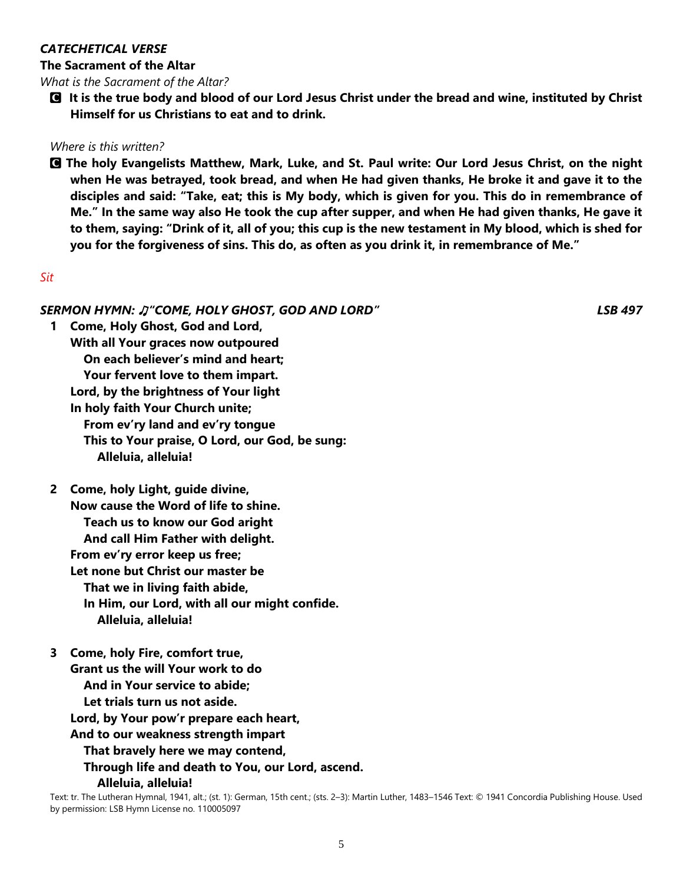***CATECHETICAL VERSE***

**The Sacrament of the Altar**

*What is the Sacrament of the Altar?*

**C It is the true body and blood of our Lord Jesus Christ under the bread and wine, instituted by Christ Himself for us Christians to eat and to drink.**

*Where is this written?*

**C The holy Evangelists Matthew, Mark, Luke, and St. Paul write: Our Lord Jesus Christ, on the night when He was betrayed, took bread, and when He had given thanks, He broke it and gave it to the disciples and said: "Take, eat; this is My body, which is given for you. This do in remembrance of Me." In the same way also He took the cup after supper, and when He had given thanks, He gave it to them, saying: "Drink of it, all of you; this cup is the new testament in My blood, which is shed for you for the forgiveness of sins. This do, as often as you drink it, in remembrance of Me."**

*Sit*

***SERMON HYMN: ♫"COME, HOLY GHOST, GOD AND LORD"*** ***LSB 497***

**1 Come, Holy Ghost, God and Lord,**
**With all Your graces now outpoured**
**On each believer's mind and heart;**
**Your fervent love to them impart.**
**Lord, by the brightness of Your light**
**In holy faith Your Church unite;**
**From ev'ry land and ev'ry tongue**
**This to Your praise, O Lord, our God, be sung:**
**Alleluia, alleluia!**

**2 Come, holy Light, guide divine,**
**Now cause the Word of life to shine.**
**Teach us to know our God aright**
**And call Him Father with delight.**
**From ev'ry error keep us free;**
**Let none but Christ our master be**
**That we in living faith abide,**
**In Him, our Lord, with all our might confide.**
**Alleluia, alleluia!**

**3 Come, holy Fire, comfort true,**
**Grant us the will Your work to do**
**And in Your service to abide;**
**Let trials turn us not aside.**
**Lord, by Your pow'r prepare each heart,**
**And to our weakness strength impart**
**That bravely here we may contend,**
**Through life and death to You, our Lord, ascend.**
**Alleluia, alleluia!**

Text: tr. The Lutheran Hymnal, 1941, alt.; (st. 1): German, 15th cent.; (sts. 2–3): Martin Luther, 1483–1546 Text: © 1941 Concordia Publishing House. Used by permission: LSB Hymn License no. 110005097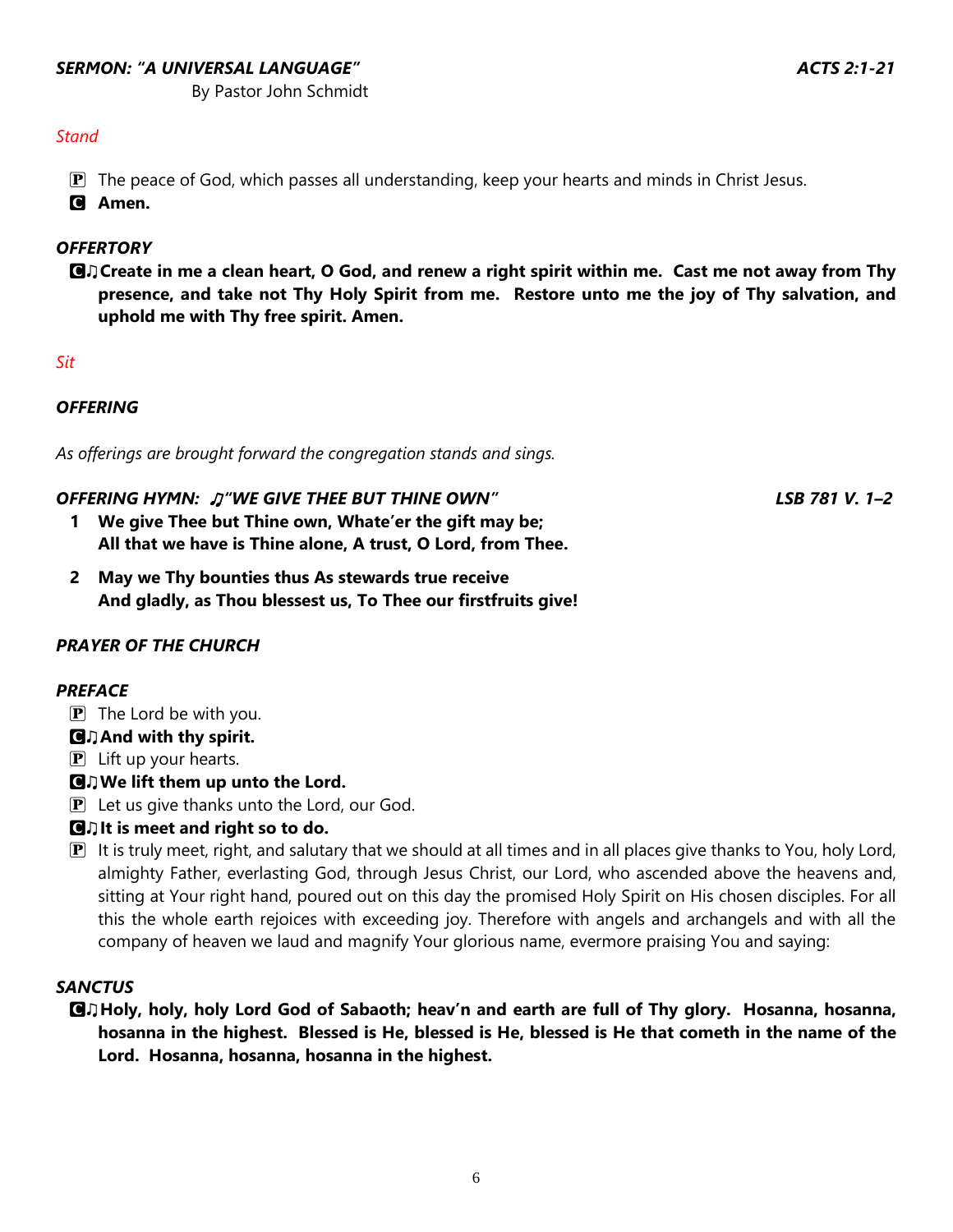***SERMON: "A UNIVERSAL LANGUAGE"*** ***ACTS 2:1-21***

By Pastor John Schmidt

*Stand*

🅟 The peace of God, which passes all understanding, keep your hearts and minds in Christ Jesus.

🅒 **Amen.**

***OFFERTORY***

🅒♫ **Create in me a clean heart, O God, and renew a right spirit within me. Cast me not away from Thy presence, and take not Thy Holy Spirit from me. Restore unto me the joy of Thy salvation, and uphold me with Thy free spirit. Amen.**

*Sit*

***OFFERING***

*As offerings are brought forward the congregation stands and sings.*

***OFFERING HYMN: ♫"WE GIVE THEE BUT THINE OWN"*** ***LSB 781 V. 1–2***

1. **We give Thee but Thine own, Whate'er the gift may be; All that we have is Thine alone, A trust, O Lord, from Thee.**

2. **May we Thy bounties thus As stewards true receive And gladly, as Thou blessest us, To Thee our firstfruits give!**

***PRAYER OF THE CHURCH***

***PREFACE***

🅟 The Lord be with you.

🅒♫ **And with thy spirit.**

🅟 Lift up your hearts.

🅒♫ **We lift them up unto the Lord.**

🅟 Let us give thanks unto the Lord, our God.

🅒♫ **It is meet and right so to do.**

🅟 It is truly meet, right, and salutary that we should at all times and in all places give thanks to You, holy Lord, almighty Father, everlasting God, through Jesus Christ, our Lord, who ascended above the heavens and, sitting at Your right hand, poured out on this day the promised Holy Spirit on His chosen disciples. For all this the whole earth rejoices with exceeding joy. Therefore with angels and archangels and with all the company of heaven we laud and magnify Your glorious name, evermore praising You and saying:

***SANCTUS***

🅒♫ **Holy, holy, holy Lord God of Sabaoth; heav'n and earth are full of Thy glory. Hosanna, hosanna, hosanna in the highest. Blessed is He, blessed is He, blessed is He that cometh in the name of the Lord. Hosanna, hosanna, hosanna in the highest.**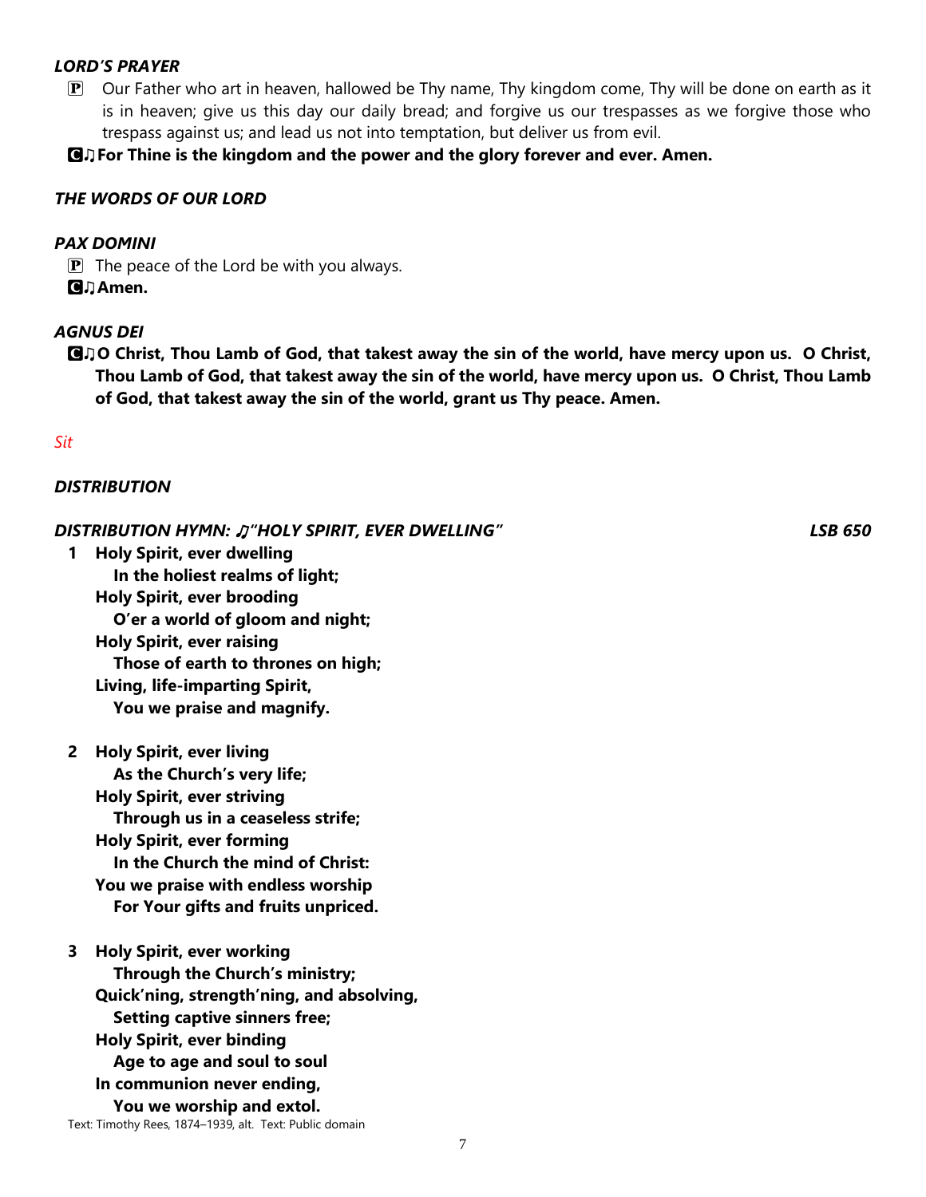***LORD'S PRAYER***

🅟 Our Father who art in heaven, hallowed be Thy name, Thy kingdom come, Thy will be done on earth as it is in heaven; give us this day our daily bread; and forgive us our trespasses as we forgive those who trespass against us; and lead us not into temptation, but deliver us from evil.

**🅒♫For Thine is the kingdom and the power and the glory forever and ever. Amen.**

***THE WORDS OF OUR LORD***

***PAX DOMINI***

🅟 The peace of the Lord be with you always.

**🅒♫Amen.**

***AGNUS DEI***

**🅒♫O Christ, Thou Lamb of God, that takest away the sin of the world, have mercy upon us. O Christ, Thou Lamb of God, that takest away the sin of the world, have mercy upon us. O Christ, Thou Lamb of God, that takest away the sin of the world, grant us Thy peace. Amen.**

*Sit*

***DISTRIBUTION***

***DISTRIBUTION HYMN: ♫"HOLY SPIRIT, EVER DWELLING"*** ***LSB 650***

**1 Holy Spirit, ever dwelling**
**In the holiest realms of light;**
**Holy Spirit, ever brooding**
**O'er a world of gloom and night;**
**Holy Spirit, ever raising**
**Those of earth to thrones on high;**
**Living, life-imparting Spirit,**
**You we praise and magnify.**

**2 Holy Spirit, ever living**
**As the Church's very life;**
**Holy Spirit, ever striving**
**Through us in a ceaseless strife;**
**Holy Spirit, ever forming**
**In the Church the mind of Christ:**
**You we praise with endless worship**
**For Your gifts and fruits unpriced.**

**3 Holy Spirit, ever working**
**Through the Church's ministry;**
**Quick'ning, strength'ning, and absolving,**
**Setting captive sinners free;**
**Holy Spirit, ever binding**
**Age to age and soul to soul**
**In communion never ending,**
**You we worship and extol.**

Text: Timothy Rees, 1874–1939, alt. Text: Public domain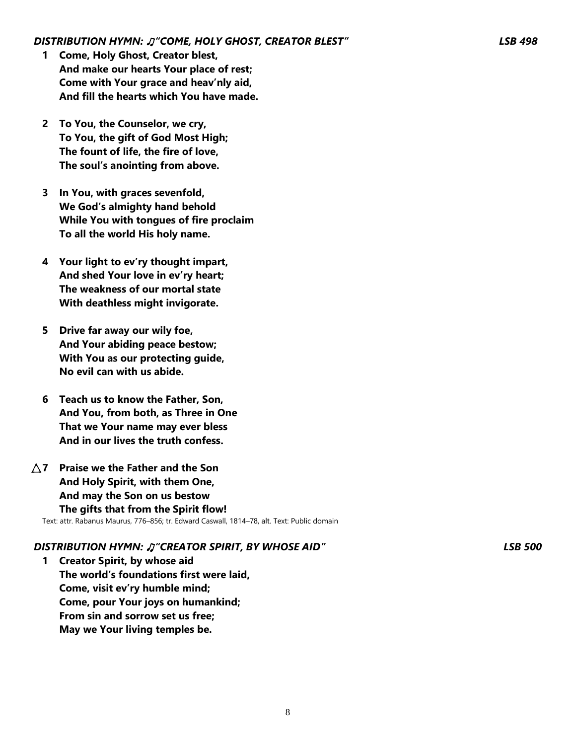***DISTRIBUTION HYMN: ♫"COME, HOLY GHOST, CREATOR BLEST"*** ***LSB 498***

**1 Come, Holy Ghost, Creator blest,**
**And make our hearts Your place of rest;**
**Come with Your grace and heav'nly aid,**
**And fill the hearts which You have made.**

**2 To You, the Counselor, we cry,**
**To You, the gift of God Most High;**
**The fount of life, the fire of love,**
**The soul's anointing from above.**

**3 In You, with graces sevenfold,**
**We God's almighty hand behold**
**While You with tongues of fire proclaim**
**To all the world His holy name.**

**4 Your light to ev'ry thought impart,**
**And shed Your love in ev'ry heart;**
**The weakness of our mortal state**
**With deathless might invigorate.**

**5 Drive far away our wily foe,**
**And Your abiding peace bestow;**
**With You as our protecting guide,**
**No evil can with us abide.**

**6 Teach us to know the Father, Son,**
**And You, from both, as Three in One**
**That we Your name may ever bless**
**And in our lives the truth confess.**

**△7 Praise we the Father and the Son**
**And Holy Spirit, with them One,**
**And may the Son on us bestow**
**The gifts that from the Spirit flow!**

Text: attr. Rabanus Maurus, 776–856; tr. Edward Caswall, 1814–78, alt. Text: Public domain

***DISTRIBUTION HYMN: ♫"CREATOR SPIRIT, BY WHOSE AID"*** ***LSB 500***

**1 Creator Spirit, by whose aid**
**The world's foundations first were laid,**
**Come, visit ev'ry humble mind;**
**Come, pour Your joys on humankind;**
**From sin and sorrow set us free;**
**May we Your living temples be.**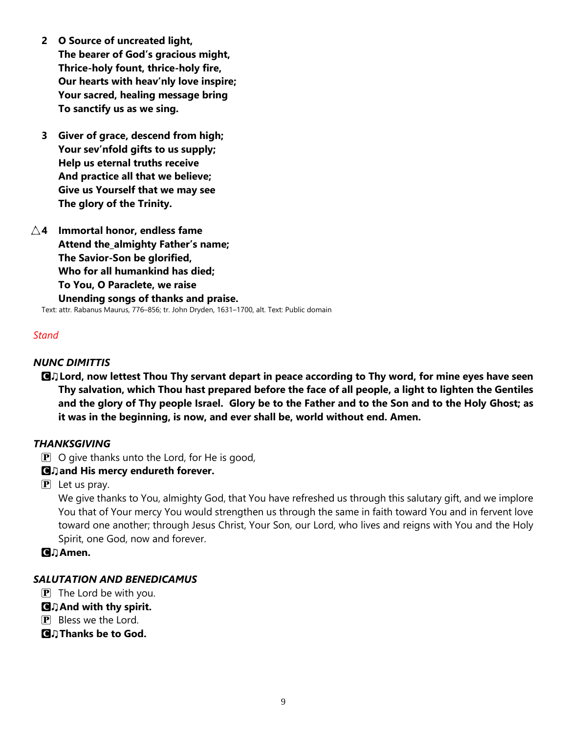**2 O Source of uncreated light,**
**The bearer of God's gracious might,**
**Thrice-holy fount, thrice-holy fire,**
**Our hearts with heav'nly love inspire;**
**Your sacred, healing message bring**
**To sanctify us as we sing.**

**3 Giver of grace, descend from high;**
**Your sev'nfold gifts to us supply;**
**Help us eternal truths receive**
**And practice all that we believe;**
**Give us Yourself that we may see**
**The glory of the Trinity.**

△**4 Immortal honor, endless fame**
**Attend the_almighty Father's name;**
**The Savior-Son be glorified,**
**Who for all humankind has died;**
**To You, O Paraclete, we raise**
**Unending songs of thanks and praise.**

Text: attr. Rabanus Maurus, 776–856; tr. John Dryden, 1631–1700, alt. Text: Public domain

*Stand*

### *NUNC DIMITTIS*

**C ♫ Lord, now lettest Thou Thy servant depart in peace according to Thy word, for mine eyes have seen Thy salvation, which Thou hast prepared before the face of all people, a light to lighten the Gentiles and the glory of Thy people Israel. Glory be to the Father and to the Son and to the Holy Ghost; as it was in the beginning, is now, and ever shall be, world without end. Amen.**

### *THANKSGIVING*

P O give thanks unto the Lord, for He is good,

**C ♫ and His mercy endureth forever.**

P Let us pray.

We give thanks to You, almighty God, that You have refreshed us through this salutary gift, and we implore You that of Your mercy You would strengthen us through the same in faith toward You and in fervent love toward one another; through Jesus Christ, Your Son, our Lord, who lives and reigns with You and the Holy Spirit, one God, now and forever.

**C ♫ Amen.**

### *SALUTATION AND BENEDICAMUS*

P The Lord be with you.

**C ♫ And with thy spirit.**

P Bless we the Lord.

**C ♫ Thanks be to God.**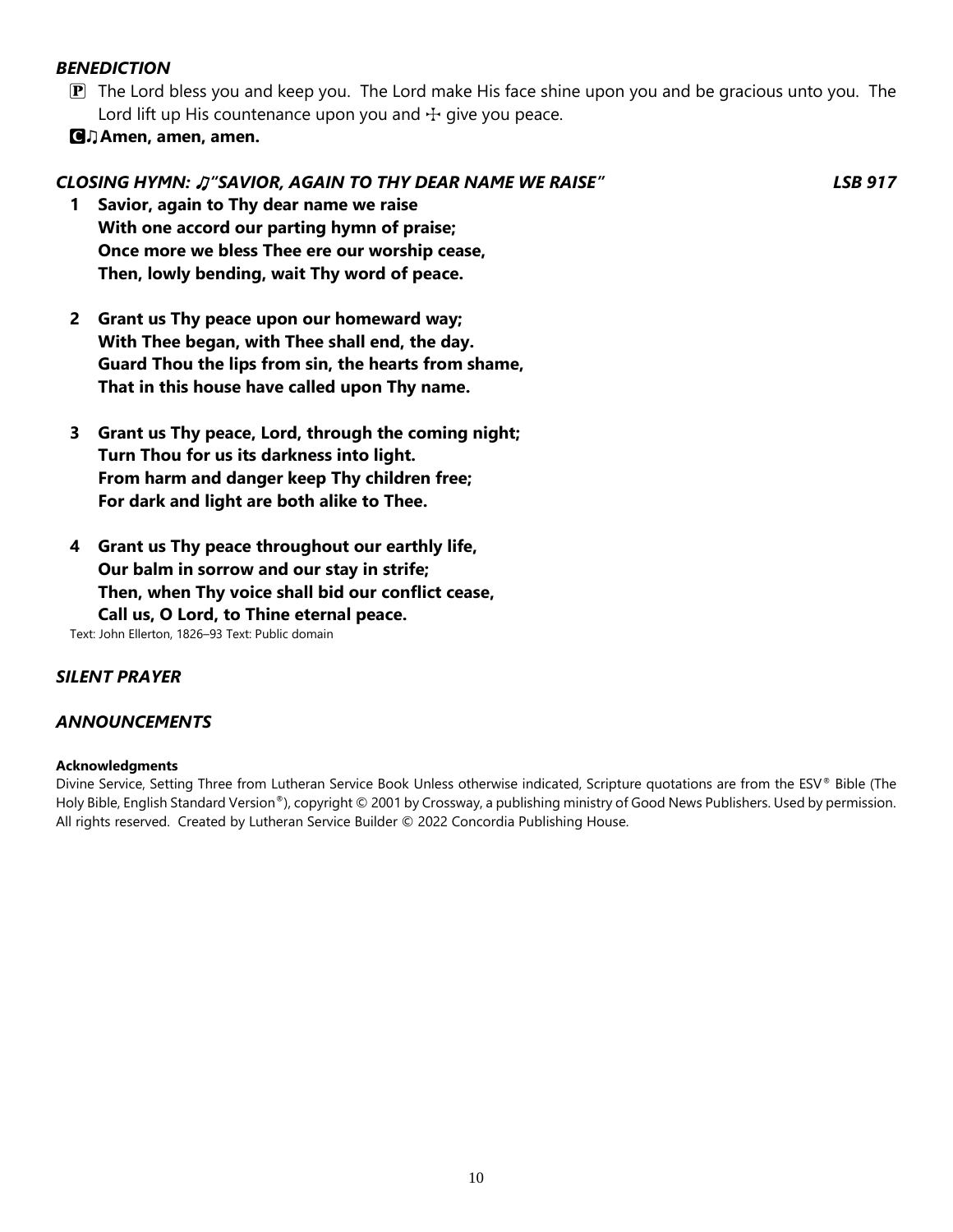### *BENEDICTION*

🅟 The Lord bless you and keep you. The Lord make His face shine upon you and be gracious unto you. The Lord lift up His countenance upon you and ☩ give you peace.

**🅒♫ Amen, amen, amen.**

### *CLOSING HYMN: ♫"SAVIOR, AGAIN TO THY DEAR NAME WE RAISE"* *LSB 917*

**1 Savior, again to Thy dear name we raise**
**With one accord our parting hymn of praise;**
**Once more we bless Thee ere our worship cease,**
**Then, lowly bending, wait Thy word of peace.**

**2 Grant us Thy peace upon our homeward way;**
**With Thee began, with Thee shall end, the day.**
**Guard Thou the lips from sin, the hearts from shame,**
**That in this house have called upon Thy name.**

**3 Grant us Thy peace, Lord, through the coming night;**
**Turn Thou for us its darkness into light.**
**From harm and danger keep Thy children free;**
**For dark and light are both alike to Thee.**

**4 Grant us Thy peace throughout our earthly life,**
**Our balm in sorrow and our stay in strife;**
**Then, when Thy voice shall bid our conflict cease,**
**Call us, O Lord, to Thine eternal peace.**

Text: John Ellerton, 1826–93 Text: Public domain

### *SILENT PRAYER*

### *ANNOUNCEMENTS*

**Acknowledgments**

Divine Service, Setting Three from Lutheran Service Book Unless otherwise indicated, Scripture quotations are from the ESV® Bible (The Holy Bible, English Standard Version®), copyright © 2001 by Crossway, a publishing ministry of Good News Publishers. Used by permission. All rights reserved. Created by Lutheran Service Builder © 2022 Concordia Publishing House.